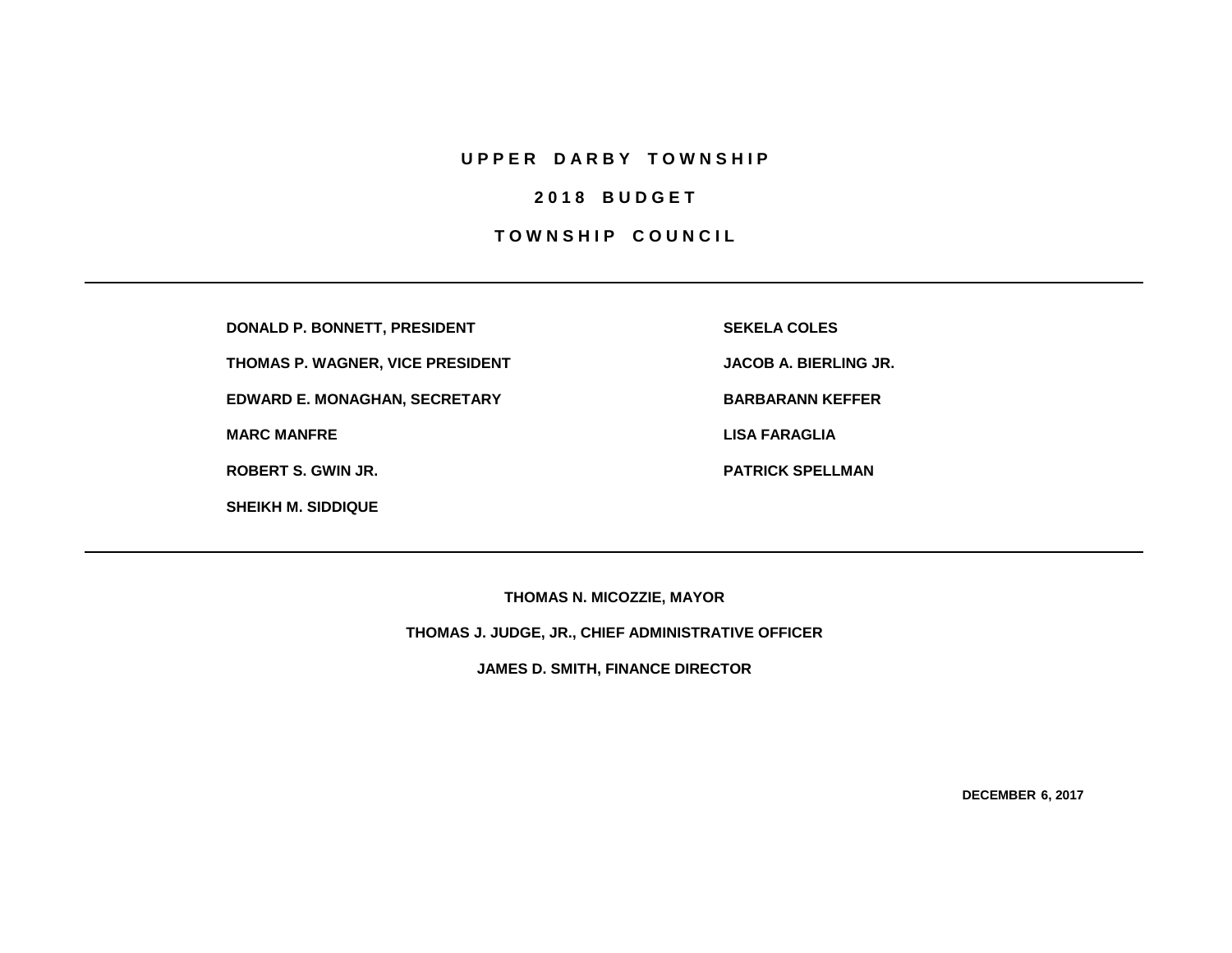# UPPER DARBY TOWNSHIP

## 2018 BUDGET

## TOWNSHIP COUNCIL

---

**DONALD P. BONNETT, PRESIDENT**

**THOMAS P. WAGNER, VICE PRESIDENT**

**EDWARD E. MONAGHAN, SECRETARY**

**MARC MANFRE**

**ROBERT S. GWIN JR.**

**SHEIKH M. SIDDIQUE**

**SEKELA COLES**

**JACOB A. BIERLING JR.**

**BARBARANN KEFFER**

**LISA FARAGLIA**

**PATRICK SPELLMAN**

---

**THOMAS N. MICOZZIE, MAYOR**

**THOMAS J. JUDGE, JR., CHIEF ADMINISTRATIVE OFFICER**

**JAMES D. SMITH, FINANCE DIRECTOR**

**DECEMBER 6, 2017**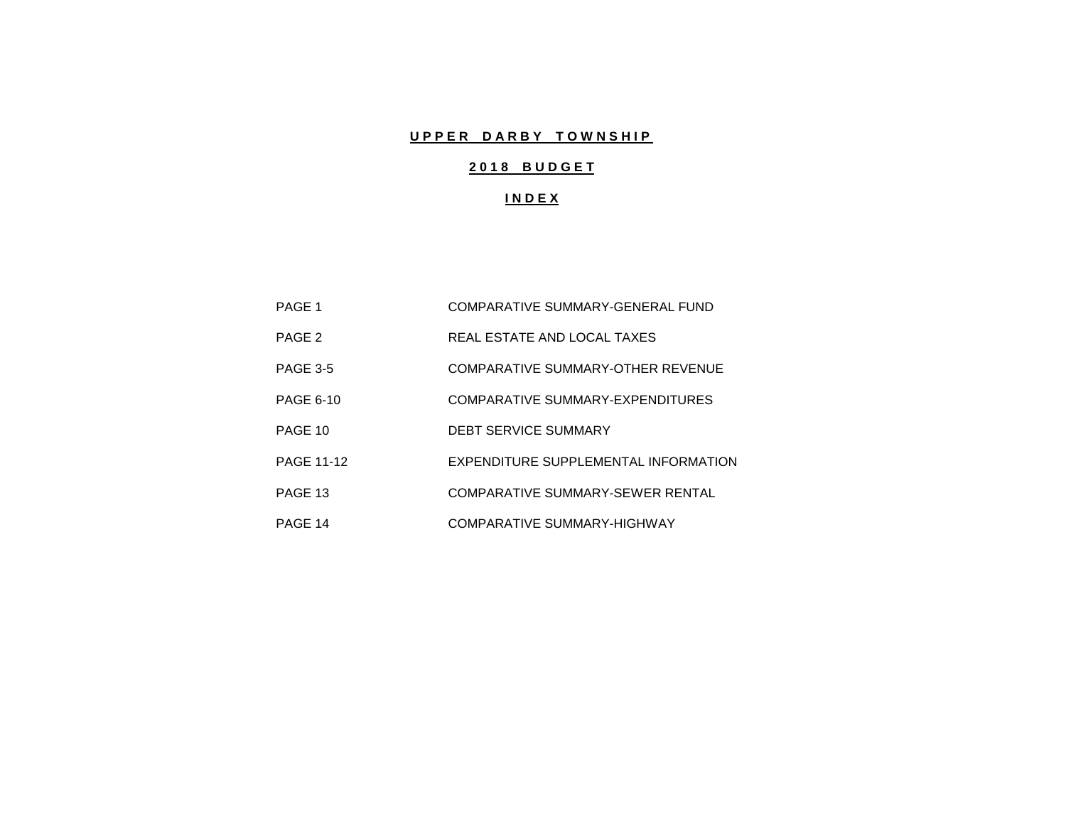# UPPER DARBY TOWNSHIP

## 2018 BUDGET

## INDEX

| | |
|---|---|
| PAGE 1 | COMPARATIVE SUMMARY-GENERAL FUND |
| PAGE 2 | REAL ESTATE AND LOCAL TAXES |
| PAGE 3-5 | COMPARATIVE SUMMARY-OTHER REVENUE |
| PAGE 6-10 | COMPARATIVE SUMMARY-EXPENDITURES |
| PAGE 10 | DEBT SERVICE SUMMARY |
| PAGE 11-12 | EXPENDITURE SUPPLEMENTAL INFORMATION |
| PAGE 13 | COMPARATIVE SUMMARY-SEWER RENTAL |
| PAGE 14 | COMPARATIVE SUMMARY-HIGHWAY |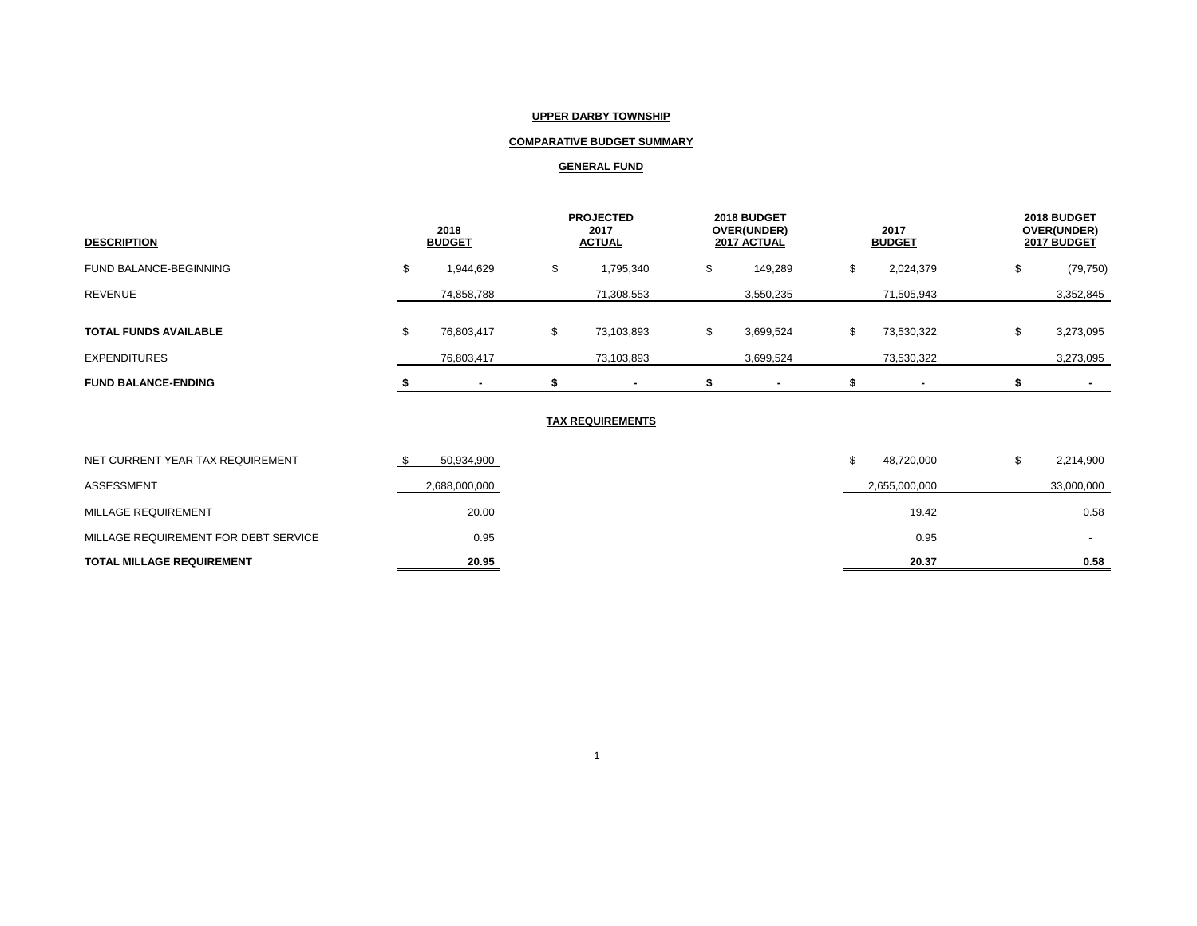**UPPER DARBY TOWNSHIP**

**COMPARATIVE BUDGET SUMMARY**

**GENERAL FUND**

| DESCRIPTION | 2018 BUDGET | PROJECTED 2017 ACTUAL | 2018 BUDGET OVER(UNDER) 2017 ACTUAL | 2017 BUDGET | 2018 BUDGET OVER(UNDER) 2017 BUDGET |
|---|---|---|---|---|---|
| FUND BALANCE-BEGINNING | $ 1,944,629 | $ 1,795,340 | $ 149,289 | $ 2,024,379 | $ (79,750) |
| REVENUE | 74,858,788 | 71,308,553 | 3,550,235 | 71,505,943 | 3,352,845 |
| **TOTAL FUNDS AVAILABLE** | $ 76,803,417 | $ 73,103,893 | $ 3,699,524 | $ 73,530,322 | $ 3,273,095 |
| EXPENDITURES | 76,803,417 | 73,103,893 | 3,699,524 | 73,530,322 | 3,273,095 |
| **FUND BALANCE-ENDING** | **$ -** | **$ -** | **$ -** | **$ -** | **$ -** |

**TAX REQUIREMENTS**

| DESCRIPTION | 2018 BUDGET | PROJECTED 2017 ACTUAL | 2018 BUDGET OVER(UNDER) 2017 ACTUAL | 2017 BUDGET | 2018 BUDGET OVER(UNDER) 2017 BUDGET |
|---|---|---|---|---|---|
| NET CURRENT YEAR TAX REQUIREMENT | $ 50,934,900 | | | $ 48,720,000 | $ 2,214,900 |
| ASSESSMENT | 2,688,000,000 | | | 2,655,000,000 | 33,000,000 |
| MILLAGE REQUIREMENT | 20.00 | | | 19.42 | 0.58 |
| MILLAGE REQUIREMENT FOR DEBT SERVICE | 0.95 | | | 0.95 | - |
| **TOTAL MILLAGE REQUIREMENT** | **20.95** | | | **20.37** | **0.58** |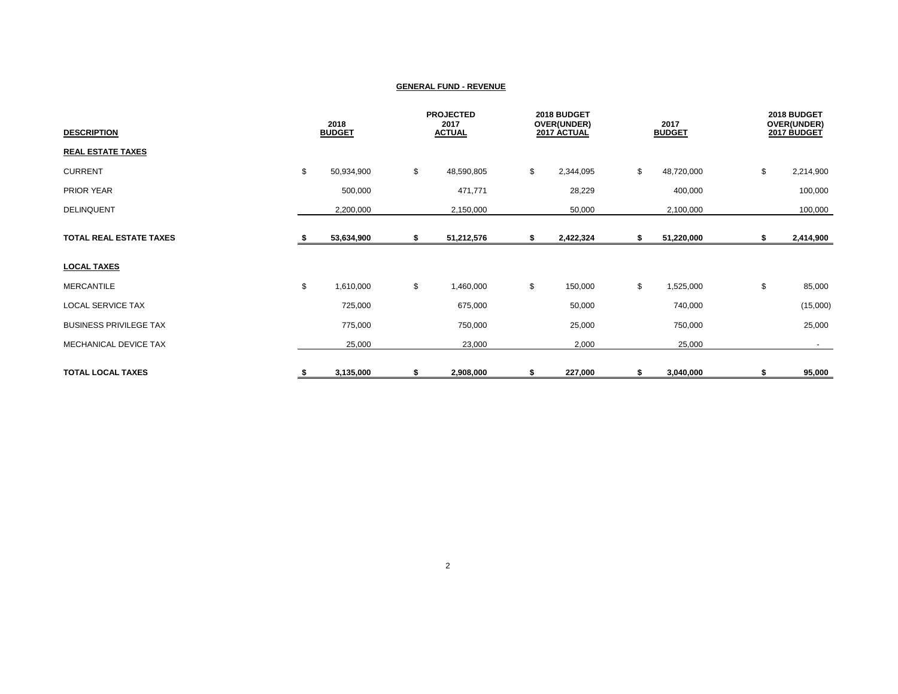## GENERAL FUND - REVENUE

| DESCRIPTION | 2018 BUDGET | PROJECTED 2017 ACTUAL | 2018 BUDGET OVER(UNDER) 2017 ACTUAL | 2017 BUDGET | 2018 BUDGET OVER(UNDER) 2017 BUDGET |
|---|---|---|---|---|---|
| **REAL ESTATE TAXES** | | | | | |
| CURRENT | $ 50,934,900 | $ 48,590,805 | $ 2,344,095 | $ 48,720,000 | $ 2,214,900 |
| PRIOR YEAR | 500,000 | 471,771 | 28,229 | 400,000 | 100,000 |
| DELINQUENT | 2,200,000 | 2,150,000 | 50,000 | 2,100,000 | 100,000 |
| **TOTAL REAL ESTATE TAXES** | **$ 53,634,900** | **$ 51,212,576** | **$ 2,422,324** | **$ 51,220,000** | **$ 2,414,900** |
| **LOCAL TAXES** | | | | | |
| MERCANTILE | $ 1,610,000 | $ 1,460,000 | $ 150,000 | $ 1,525,000 | $ 85,000 |
| LOCAL SERVICE TAX | 725,000 | 675,000 | 50,000 | 740,000 | (15,000) |
| BUSINESS PRIVILEGE TAX | 775,000 | 750,000 | 25,000 | 750,000 | 25,000 |
| MECHANICAL DEVICE TAX | 25,000 | 23,000 | 2,000 | 25,000 | - |
| **TOTAL LOCAL TAXES** | **$ 3,135,000** | **$ 2,908,000** | **$ 227,000** | **$ 3,040,000** | **$ 95,000** |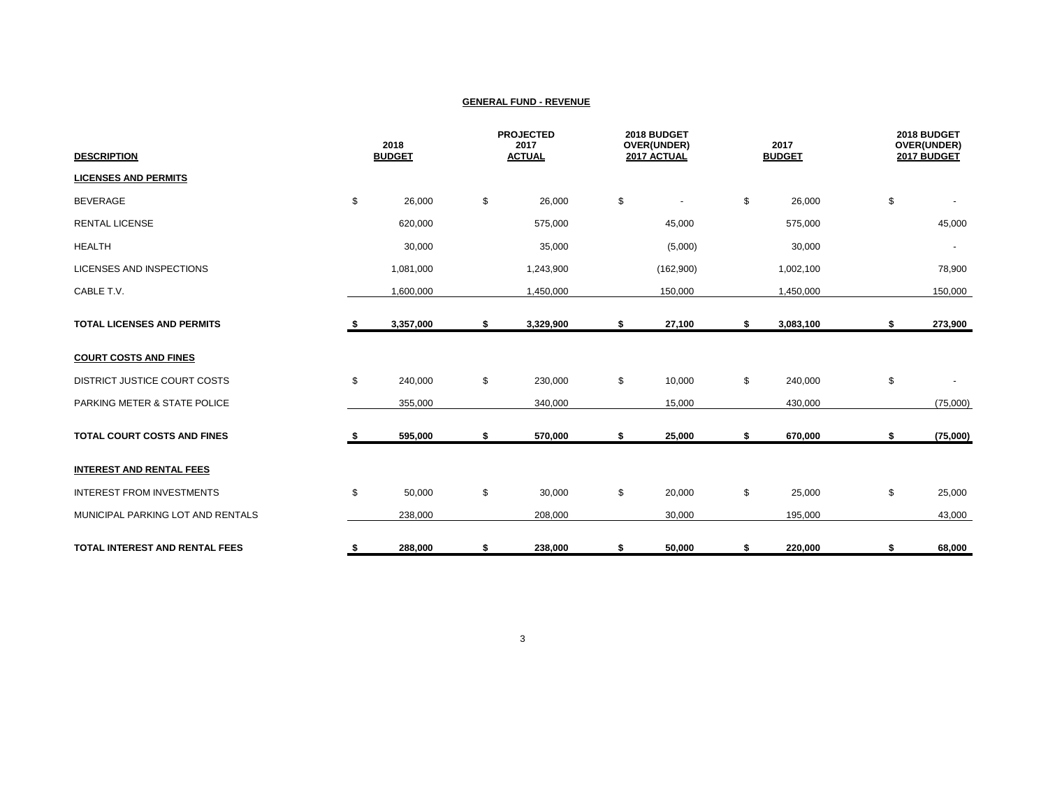**GENERAL FUND - REVENUE**

| DESCRIPTION | 2018 BUDGET | PROJECTED 2017 ACTUAL | 2018 BUDGET OVER(UNDER) 2017 ACTUAL | 2017 BUDGET | 2018 BUDGET OVER(UNDER) 2017 BUDGET |
|---|---|---|---|---|---|
| **LICENSES AND PERMITS** | | | | | |
| BEVERAGE | $ 26,000 | $ 26,000 | $ - | $ 26,000 | $ - |
| RENTAL LICENSE | 620,000 | 575,000 | 45,000 | 575,000 | 45,000 |
| HEALTH | 30,000 | 35,000 | (5,000) | 30,000 | - |
| LICENSES AND INSPECTIONS | 1,081,000 | 1,243,900 | (162,900) | 1,002,100 | 78,900 |
| CABLE T.V. | 1,600,000 | 1,450,000 | 150,000 | 1,450,000 | 150,000 |
| **TOTAL LICENSES AND PERMITS** | **$ 3,357,000** | **$ 3,329,900** | **$ 27,100** | **$ 3,083,100** | **$ 273,900** |
| **COURT COSTS AND FINES** | | | | | |
| DISTRICT JUSTICE COURT COSTS | $ 240,000 | $ 230,000 | $ 10,000 | $ 240,000 | $ - |
| PARKING METER & STATE POLICE | 355,000 | 340,000 | 15,000 | 430,000 | (75,000) |
| **TOTAL COURT COSTS AND FINES** | **$ 595,000** | **$ 570,000** | **$ 25,000** | **$ 670,000** | **$ (75,000)** |
| **INTEREST AND RENTAL FEES** | | | | | |
| INTEREST FROM INVESTMENTS | $ 50,000 | $ 30,000 | $ 20,000 | $ 25,000 | $ 25,000 |
| MUNICIPAL PARKING LOT AND RENTALS | 238,000 | 208,000 | 30,000 | 195,000 | 43,000 |
| **TOTAL INTEREST AND RENTAL FEES** | **$ 288,000** | **$ 238,000** | **$ 50,000** | **$ 220,000** | **$ 68,000** |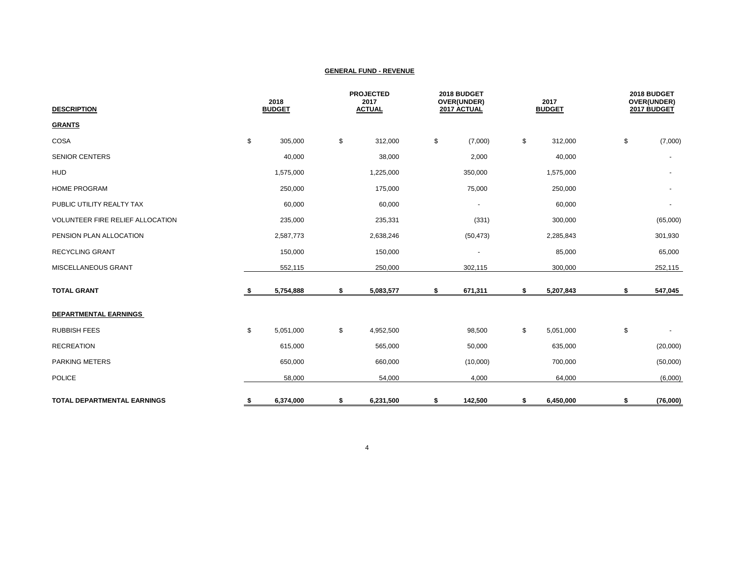**GENERAL FUND - REVENUE**

| DESCRIPTION | 2018 BUDGET | PROJECTED 2017 ACTUAL | 2018 BUDGET OVER(UNDER) 2017 ACTUAL | 2017 BUDGET | 2018 BUDGET OVER(UNDER) 2017 BUDGET |
|---|---|---|---|---|---|
| **GRANTS** | | | | | |
| COSA | $ 305,000 | $ 312,000 | $ (7,000) | $ 312,000 | $ (7,000) |
| SENIOR CENTERS | 40,000 | 38,000 | 2,000 | 40,000 | - |
| HUD | 1,575,000 | 1,225,000 | 350,000 | 1,575,000 | - |
| HOME PROGRAM | 250,000 | 175,000 | 75,000 | 250,000 | - |
| PUBLIC UTILITY REALTY TAX | 60,000 | 60,000 | - | 60,000 | - |
| VOLUNTEER FIRE RELIEF ALLOCATION | 235,000 | 235,331 | (331) | 300,000 | (65,000) |
| PENSION PLAN ALLOCATION | 2,587,773 | 2,638,246 | (50,473) | 2,285,843 | 301,930 |
| RECYCLING GRANT | 150,000 | 150,000 | - | 85,000 | 65,000 |
| MISCELLANEOUS GRANT | 552,115 | 250,000 | 302,115 | 300,000 | 252,115 |
| **TOTAL GRANT** | **$ 5,754,888** | **$ 5,083,577** | **$ 671,311** | **$ 5,207,843** | **$ 547,045** |
| **DEPARTMENTAL EARNINGS** | | | | | |
| RUBBISH FEES | $ 5,051,000 | $ 4,952,500 | 98,500 | $ 5,051,000 | $ - |
| RECREATION | 615,000 | 565,000 | 50,000 | 635,000 | (20,000) |
| PARKING METERS | 650,000 | 660,000 | (10,000) | 700,000 | (50,000) |
| POLICE | 58,000 | 54,000 | 4,000 | 64,000 | (6,000) |
| **TOTAL DEPARTMENTAL EARNINGS** | **$ 6,374,000** | **$ 6,231,500** | **$ 142,500** | **$ 6,450,000** | **$ (76,000)** |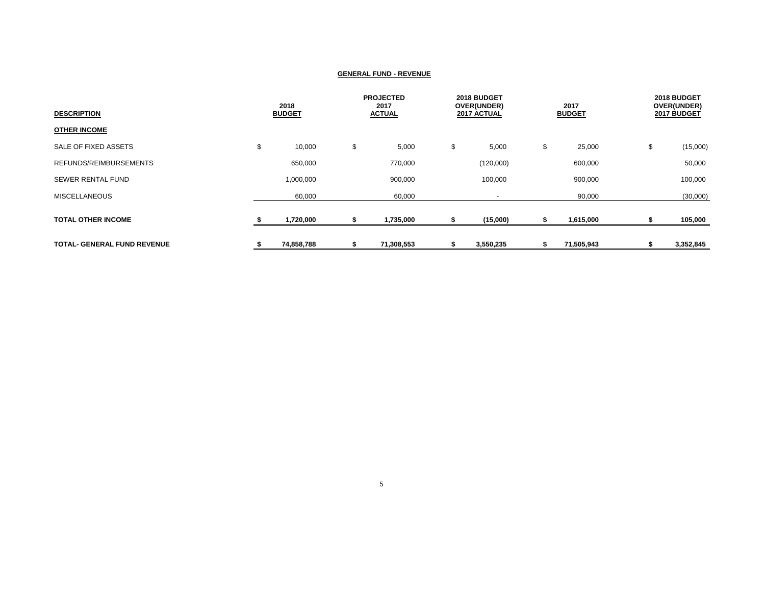**GENERAL FUND - REVENUE**

| DESCRIPTION | 2018 BUDGET | PROJECTED 2017 ACTUAL | 2018 BUDGET OVER(UNDER) 2017 ACTUAL | 2017 BUDGET | 2018 BUDGET OVER(UNDER) 2017 BUDGET |
|---|---|---|---|---|---|
| **OTHER INCOME** | | | | | |
| SALE OF FIXED ASSETS | $ 10,000 | $ 5,000 | $ 5,000 | $ 25,000 | $ (15,000) |
| REFUNDS/REIMBURSEMENTS | 650,000 | 770,000 | (120,000) | 600,000 | 50,000 |
| SEWER RENTAL FUND | 1,000,000 | 900,000 | 100,000 | 900,000 | 100,000 |
| MISCELLANEOUS | 60,000 | 60,000 | - | 90,000 | (30,000) |
| **TOTAL OTHER INCOME** | **$ 1,720,000** | **$ 1,735,000** | **$ (15,000)** | **$ 1,615,000** | **$ 105,000** |
| **TOTAL- GENERAL FUND REVENUE** | **$ 74,858,788** | **$ 71,308,553** | **$ 3,550,235** | **$ 71,505,943** | **$ 3,352,845** |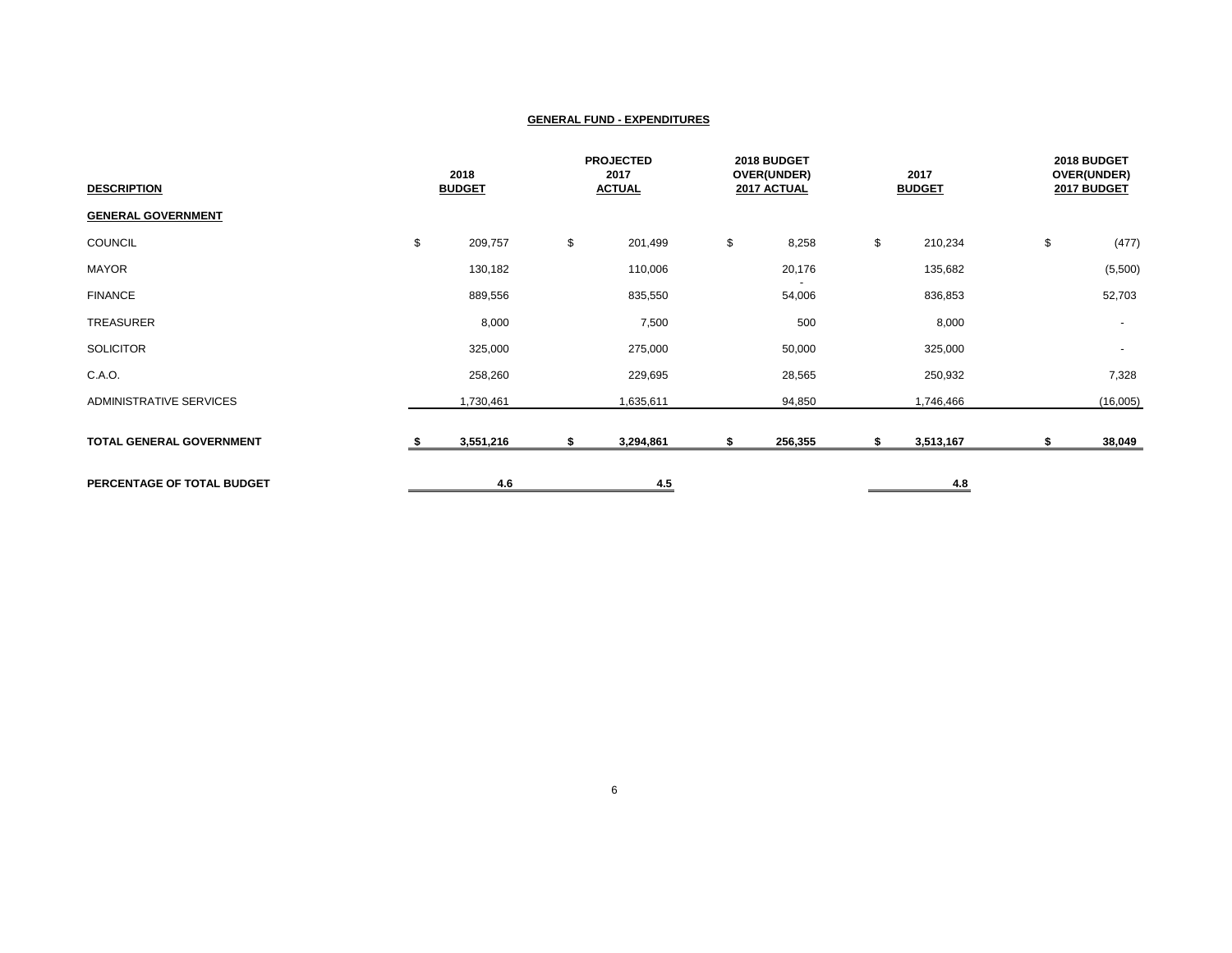## GENERAL FUND - EXPENDITURES

| DESCRIPTION | 2018 BUDGET | PROJECTED 2017 ACTUAL | 2018 BUDGET OVER(UNDER) 2017 ACTUAL | 2017 BUDGET | 2018 BUDGET OVER(UNDER) 2017 BUDGET |
|---|---|---|---|---|---|
| **GENERAL GOVERNMENT** | | | | | |
| COUNCIL | $ 209,757 | $ 201,499 | $ 8,258 | $ 210,234 | $ (477) |
| MAYOR | 130,182 | 110,006 | 20,176 | 135,682 | (5,500) |
| FINANCE | 889,556 | 835,550 | 54,006 | 836,853 | 52,703 |
| TREASURER | 8,000 | 7,500 | 500 | 8,000 | - |
| SOLICITOR | 325,000 | 275,000 | 50,000 | 325,000 | - |
| C.A.O. | 258,260 | 229,695 | 28,565 | 250,932 | 7,328 |
| ADMINISTRATIVE SERVICES | 1,730,461 | 1,635,611 | 94,850 | 1,746,466 | (16,005) |
| **TOTAL GENERAL GOVERNMENT** | **$ 3,551,216** | **$ 3,294,861** | **$ 256,355** | **$ 3,513,167** | **$ 38,049** |
| **PERCENTAGE OF TOTAL BUDGET** | **4.6** | **4.5** | | **4.8** | |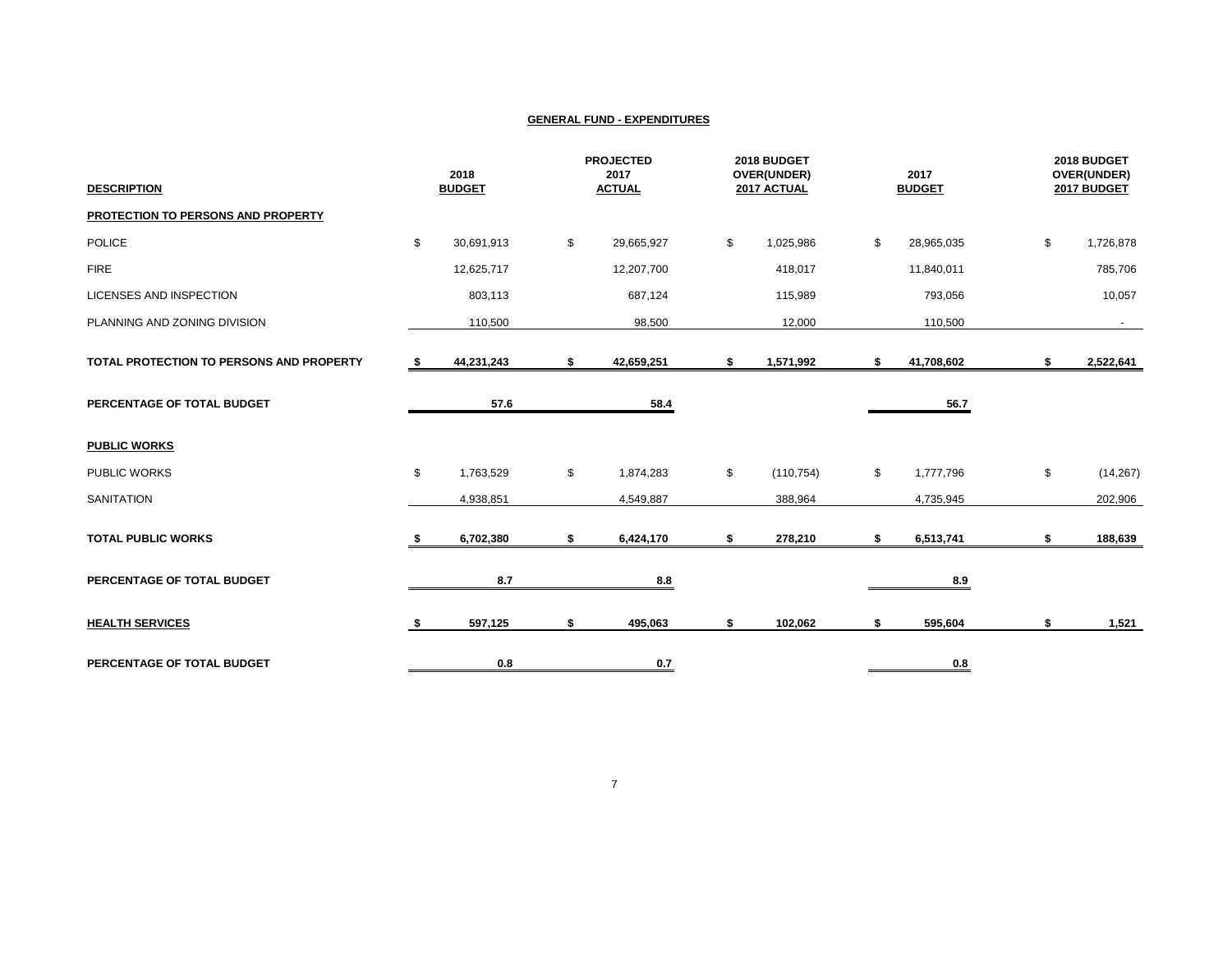## GENERAL FUND - EXPENDITURES

| DESCRIPTION | 2018 BUDGET | PROJECTED 2017 ACTUAL | 2018 BUDGET OVER(UNDER) 2017 ACTUAL | 2017 BUDGET | 2018 BUDGET OVER(UNDER) 2017 BUDGET |
|---|---|---|---|---|---|
| **PROTECTION TO PERSONS AND PROPERTY** | | | | | |
| POLICE | $ 30,691,913 | $ 29,665,927 | $ 1,025,986 | $ 28,965,035 | $ 1,726,878 |
| FIRE | 12,625,717 | 12,207,700 | 418,017 | 11,840,011 | 785,706 |
| LICENSES AND INSPECTION | 803,113 | 687,124 | 115,989 | 793,056 | 10,057 |
| PLANNING AND ZONING DIVISION | 110,500 | 98,500 | 12,000 | 110,500 | - |
| **TOTAL PROTECTION TO PERSONS AND PROPERTY** | **$ 44,231,243** | **$ 42,659,251** | **$ 1,571,992** | **$ 41,708,602** | **$ 2,522,641** |
| **PERCENTAGE OF TOTAL BUDGET** | **57.6** | **58.4** | | **56.7** | |
| **PUBLIC WORKS** | | | | | |
| PUBLIC WORKS | $ 1,763,529 | $ 1,874,283 | $ (110,754) | $ 1,777,796 | $ (14,267) |
| SANITATION | 4,938,851 | 4,549,887 | 388,964 | 4,735,945 | 202,906 |
| **TOTAL PUBLIC WORKS** | **$ 6,702,380** | **$ 6,424,170** | **$ 278,210** | **$ 6,513,741** | **$ 188,639** |
| **PERCENTAGE OF TOTAL BUDGET** | **8.7** | **8.8** | | **8.9** | |
| **HEALTH SERVICES** | **$ 597,125** | **$ 495,063** | **$ 102,062** | **$ 595,604** | **$ 1,521** |
| **PERCENTAGE OF TOTAL BUDGET** | **0.8** | **0.7** | | **0.8** | |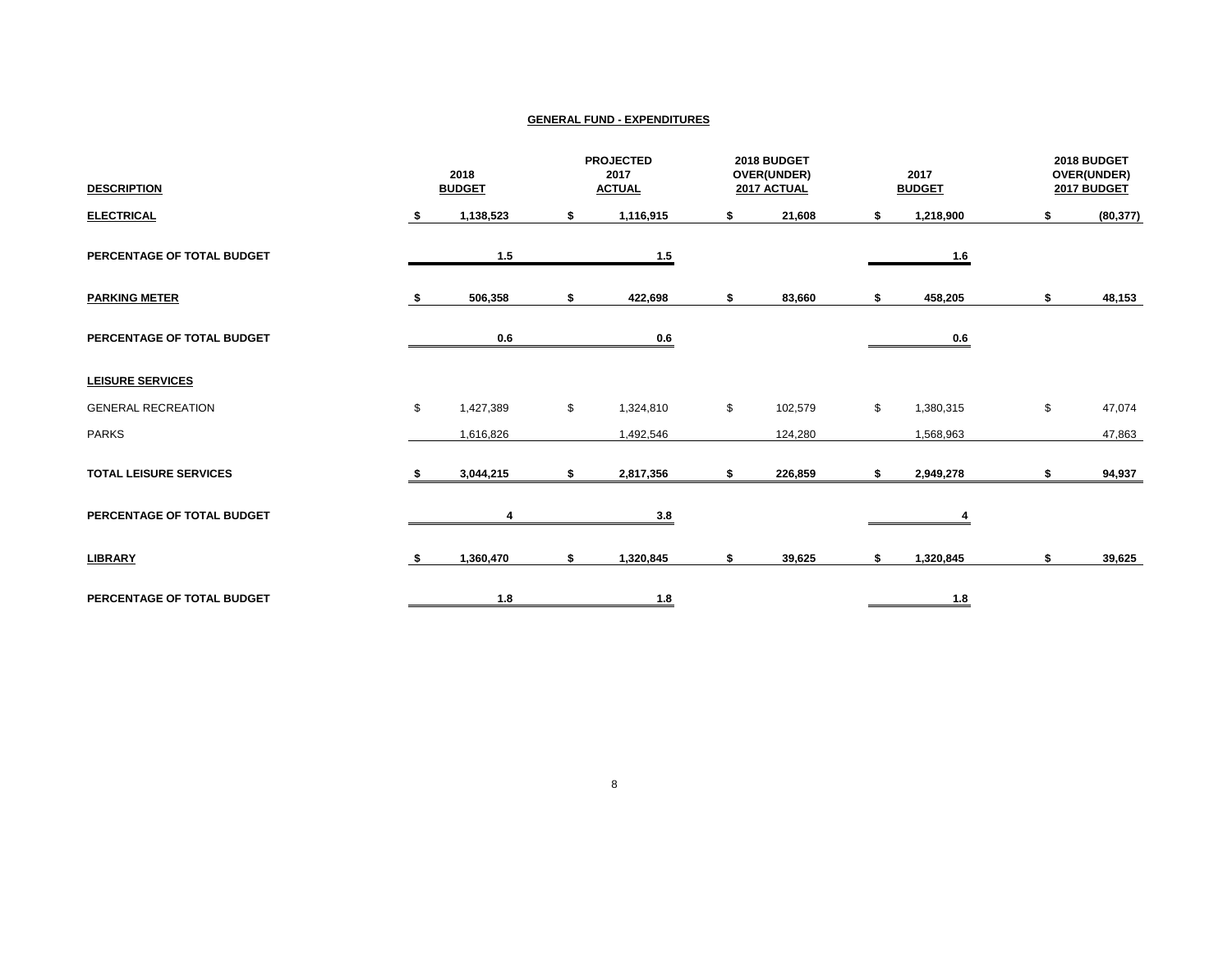## GENERAL FUND - EXPENDITURES

| DESCRIPTION | 2018 BUDGET | PROJECTED 2017 ACTUAL | 2018 BUDGET OVER(UNDER) 2017 ACTUAL | 2017 BUDGET | 2018 BUDGET OVER(UNDER) 2017 BUDGET |
|---|---|---|---|---|---|
| **ELECTRICAL** | **$ 1,138,523** | **$ 1,116,915** | **$ 21,608** | **$ 1,218,900** | **$ (80,377)** |
| **PERCENTAGE OF TOTAL BUDGET** | **1.5** | **1.5** | | **1.6** | |
| **PARKING METER** | **$ 506,358** | **$ 422,698** | **$ 83,660** | **$ 458,205** | **$ 48,153** |
| **PERCENTAGE OF TOTAL BUDGET** | **0.6** | **0.6** | | **0.6** | |
| **LEISURE SERVICES** | | | | | |
| GENERAL RECREATION | $ 1,427,389 | $ 1,324,810 | $ 102,579 | $ 1,380,315 | $ 47,074 |
| PARKS | 1,616,826 | 1,492,546 | 124,280 | 1,568,963 | 47,863 |
| **TOTAL LEISURE SERVICES** | **$ 3,044,215** | **$ 2,817,356** | **$ 226,859** | **$ 2,949,278** | **$ 94,937** |
| **PERCENTAGE OF TOTAL BUDGET** | **4** | **3.8** | | **4** | |
| **LIBRARY** | **$ 1,360,470** | **$ 1,320,845** | **$ 39,625** | **$ 1,320,845** | **$ 39,625** |
| **PERCENTAGE OF TOTAL BUDGET** | **1.8** | **1.8** | | **1.8** | |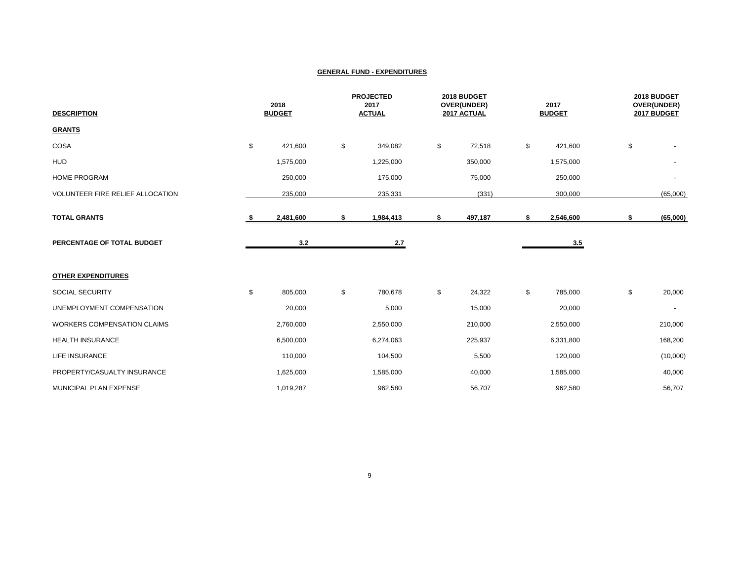## GENERAL FUND - EXPENDITURES

| DESCRIPTION | 2018 BUDGET | PROJECTED 2017 ACTUAL | 2018 BUDGET OVER(UNDER) 2017 ACTUAL | 2017 BUDGET | 2018 BUDGET OVER(UNDER) 2017 BUDGET |
|---|---|---|---|---|---|
| **GRANTS** | | | | | |
| COSA | $ 421,600 | $ 349,082 | $ 72,518 | $ 421,600 | $ - |
| HUD | 1,575,000 | 1,225,000 | 350,000 | 1,575,000 | - |
| HOME PROGRAM | 250,000 | 175,000 | 75,000 | 250,000 | - |
| VOLUNTEER FIRE RELIEF ALLOCATION | 235,000 | 235,331 | (331) | 300,000 | (65,000) |
| **TOTAL GRANTS** | **$ 2,481,600** | **$ 1,984,413** | **$ 497,187** | **$ 2,546,600** | **$ (65,000)** |
| **PERCENTAGE OF TOTAL BUDGET** | **3.2** | **2.7** | | **3.5** | |
| **OTHER EXPENDITURES** | | | | | |
| SOCIAL SECURITY | $ 805,000 | $ 780,678 | $ 24,322 | $ 785,000 | $ 20,000 |
| UNEMPLOYMENT COMPENSATION | 20,000 | 5,000 | 15,000 | 20,000 | - |
| WORKERS COMPENSATION CLAIMS | 2,760,000 | 2,550,000 | 210,000 | 2,550,000 | 210,000 |
| HEALTH INSURANCE | 6,500,000 | 6,274,063 | 225,937 | 6,331,800 | 168,200 |
| LIFE INSURANCE | 110,000 | 104,500 | 5,500 | 120,000 | (10,000) |
| PROPERTY/CASUALTY INSURANCE | 1,625,000 | 1,585,000 | 40,000 | 1,585,000 | 40,000 |
| MUNICIPAL PLAN EXPENSE | 1,019,287 | 962,580 | 56,707 | 962,580 | 56,707 |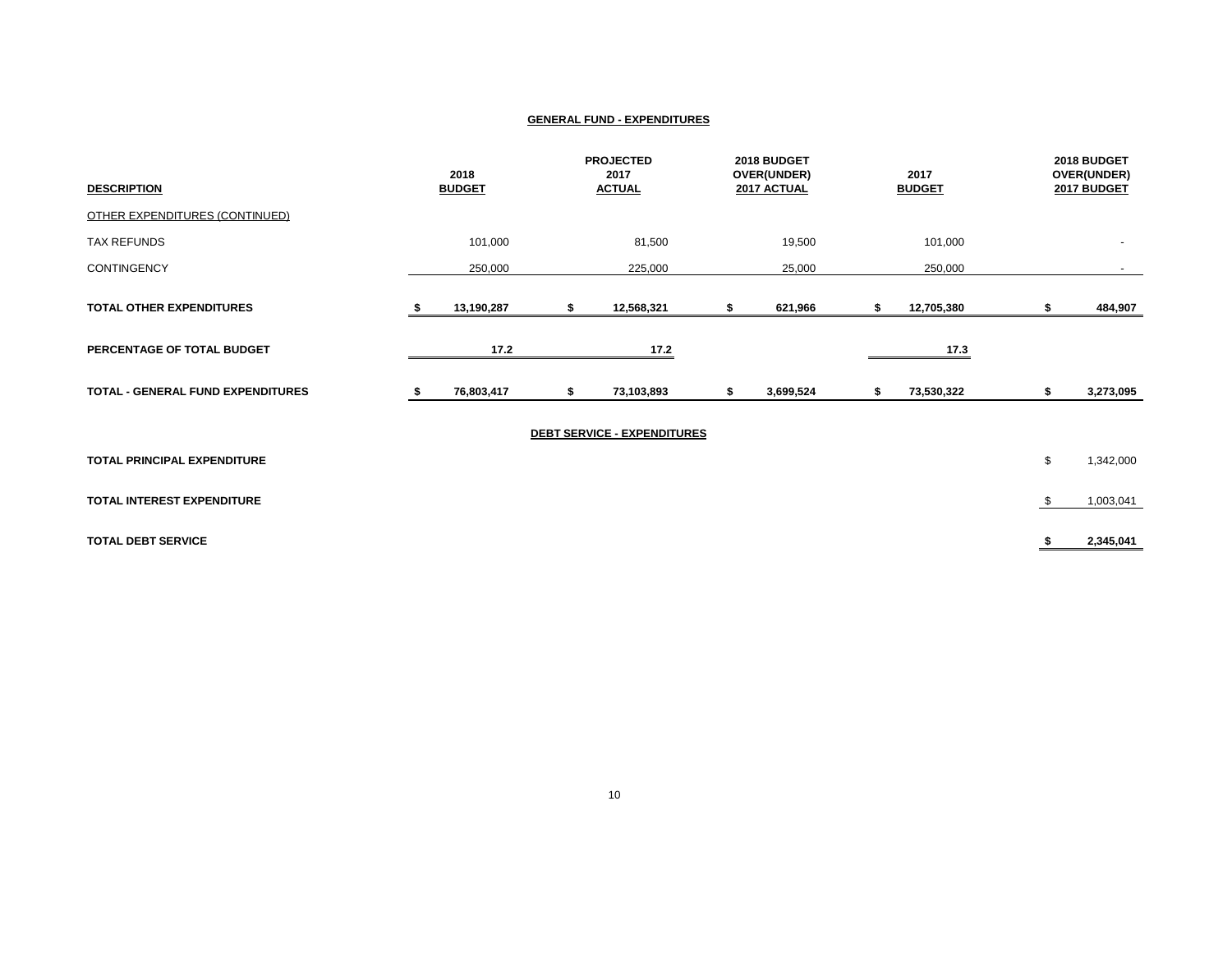## GENERAL FUND - EXPENDITURES

| DESCRIPTION | 2018 BUDGET | PROJECTED 2017 ACTUAL | 2018 BUDGET OVER(UNDER) 2017 ACTUAL | 2017 BUDGET | 2018 BUDGET OVER(UNDER) 2017 BUDGET |
|---|---|---|---|---|---|
| OTHER EXPENDITURES (CONTINUED) | | | | | |
| TAX REFUNDS | 101,000 | 81,500 | 19,500 | 101,000 | - |
| CONTINGENCY | 250,000 | 225,000 | 25,000 | 250,000 | - |
| **TOTAL OTHER EXPENDITURES** | **$ 13,190,287** | **$ 12,568,321** | **$ 621,966** | **$ 12,705,380** | **$ 484,907** |
| **PERCENTAGE OF TOTAL BUDGET** | **17.2** | **17.2** | | **17.3** | |
| **TOTAL - GENERAL FUND EXPENDITURES** | **$ 76,803,417** | **$ 73,103,893** | **$ 3,699,524** | **$ 73,530,322** | **$ 3,273,095** |

## DEBT SERVICE - EXPENDITURES

| | |
|---|---|
| **TOTAL PRINCIPAL EXPENDITURE** | $ 1,342,000 |
| **TOTAL INTEREST EXPENDITURE** | $ 1,003,041 |
| **TOTAL DEBT SERVICE** | **$ 2,345,041** |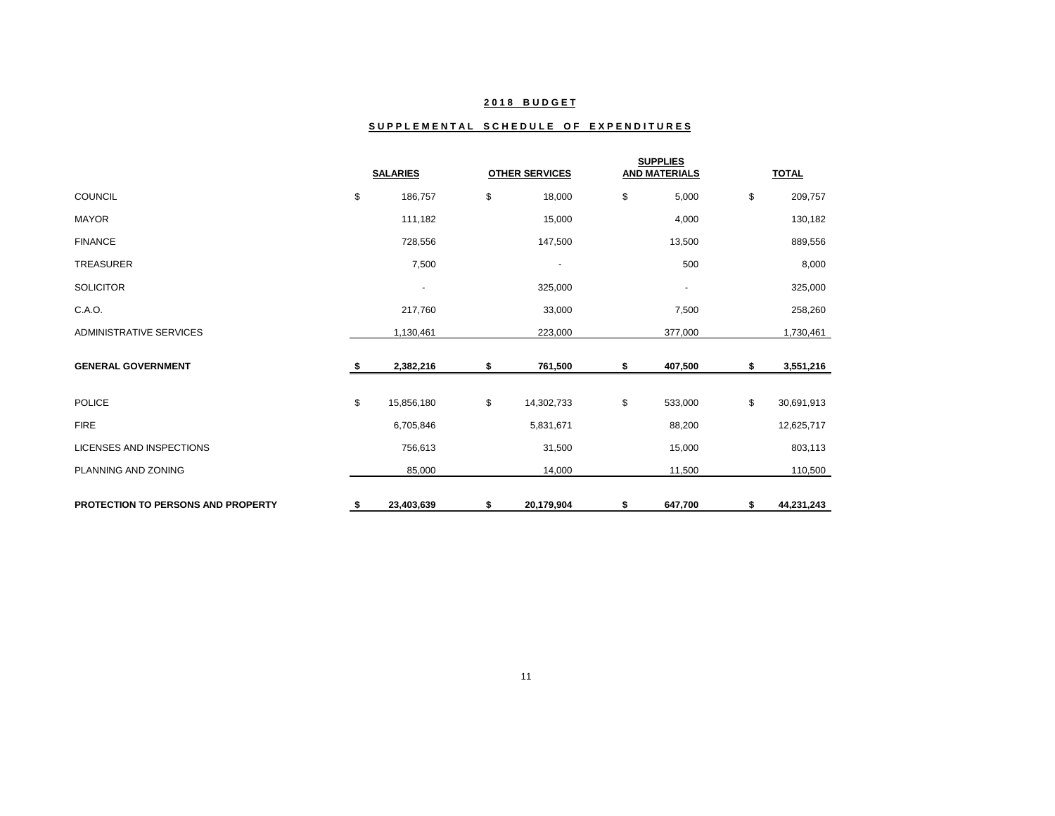# 2018 BUDGET

## SUPPLEMENTAL SCHEDULE OF EXPENDITURES

| | SALARIES | OTHER SERVICES | SUPPLIES AND MATERIALS | TOTAL |
|---|---|---|---|---|
| COUNCIL | $ 186,757 | $ 18,000 | $ 5,000 | $ 209,757 |
| MAYOR | 111,182 | 15,000 | 4,000 | 130,182 |
| FINANCE | 728,556 | 147,500 | 13,500 | 889,556 |
| TREASURER | 7,500 | - | 500 | 8,000 |
| SOLICITOR | - | 325,000 | - | 325,000 |
| C.A.O. | 217,760 | 33,000 | 7,500 | 258,260 |
| ADMINISTRATIVE SERVICES | 1,130,461 | 223,000 | 377,000 | 1,730,461 |
| **GENERAL GOVERNMENT** | **$ 2,382,216** | **$ 761,500** | **$ 407,500** | **$ 3,551,216** |
| POLICE | $ 15,856,180 | $ 14,302,733 | $ 533,000 | $ 30,691,913 |
| FIRE | 6,705,846 | 5,831,671 | 88,200 | 12,625,717 |
| LICENSES AND INSPECTIONS | 756,613 | 31,500 | 15,000 | 803,113 |
| PLANNING AND ZONING | 85,000 | 14,000 | 11,500 | 110,500 |
| **PROTECTION TO PERSONS AND PROPERTY** | **$ 23,403,639** | **$ 20,179,904** | **$ 647,700** | **$ 44,231,243** |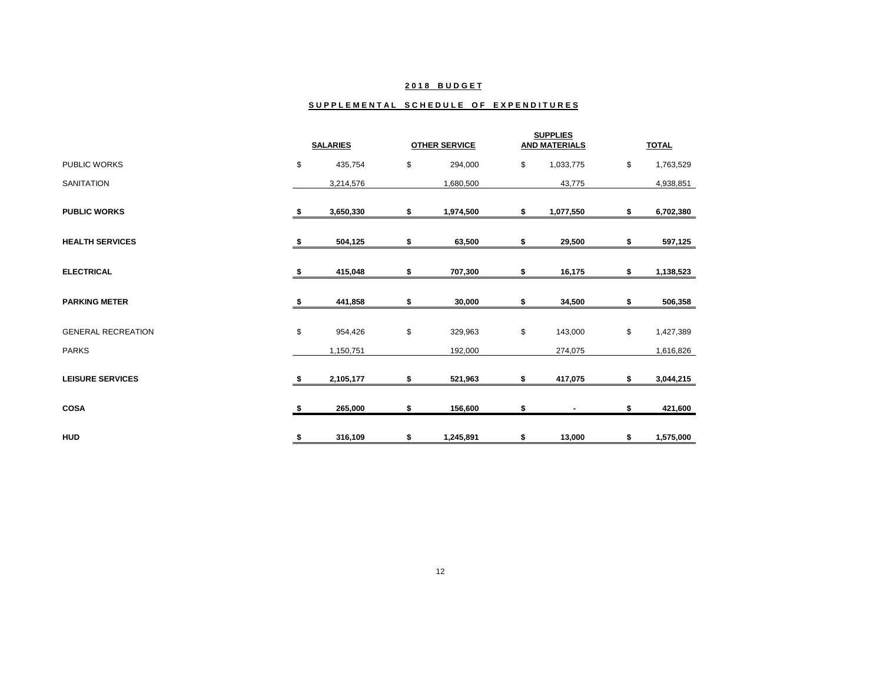## 2018 BUDGET

## SUPPLEMENTAL SCHEDULE OF EXPENDITURES

| | SALARIES | OTHER SERVICE | SUPPLIES AND MATERIALS | TOTAL |
|---|---|---|---|---|
| PUBLIC WORKS | $ 435,754 | $ 294,000 | $ 1,033,775 | $ 1,763,529 |
| SANITATION | 3,214,576 | 1,680,500 | 43,775 | 4,938,851 |
| **PUBLIC WORKS** | **$ 3,650,330** | **$ 1,974,500** | **$ 1,077,550** | **$ 6,702,380** |
| **HEALTH SERVICES** | **$ 504,125** | **$ 63,500** | **$ 29,500** | **$ 597,125** |
| **ELECTRICAL** | **$ 415,048** | **$ 707,300** | **$ 16,175** | **$ 1,138,523** |
| **PARKING METER** | **$ 441,858** | **$ 30,000** | **$ 34,500** | **$ 506,358** |
| GENERAL RECREATION | $ 954,426 | $ 329,963 | $ 143,000 | $ 1,427,389 |
| PARKS | 1,150,751 | 192,000 | 274,075 | 1,616,826 |
| **LEISURE SERVICES** | **$ 2,105,177** | **$ 521,963** | **$ 417,075** | **$ 3,044,215** |
| **COSA** | **$ 265,000** | **$ 156,600** | **$ -** | **$ 421,600** |
| **HUD** | **$ 316,109** | **$ 1,245,891** | **$ 13,000** | **$ 1,575,000** |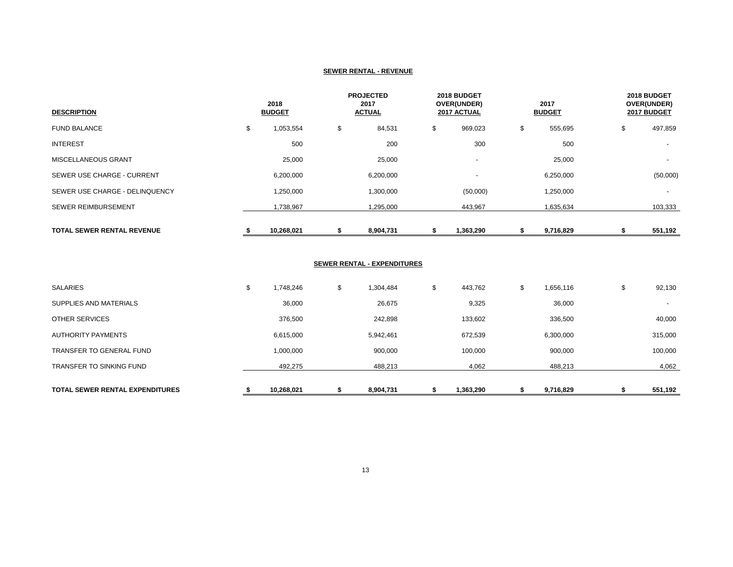## SEWER RENTAL - REVENUE

| DESCRIPTION | 2018 BUDGET | PROJECTED 2017 ACTUAL | 2018 BUDGET OVER(UNDER) 2017 ACTUAL | 2017 BUDGET | 2018 BUDGET OVER(UNDER) 2017 BUDGET |
|---|---|---|---|---|---|
| FUND BALANCE | $ 1,053,554 | $ 84,531 | $ 969,023 | $ 555,695 | $ 497,859 |
| INTEREST | 500 | 200 | 300 | 500 | - |
| MISCELLANEOUS GRANT | 25,000 | 25,000 | - | 25,000 | - |
| SEWER USE CHARGE - CURRENT | 6,200,000 | 6,200,000 | - | 6,250,000 | (50,000) |
| SEWER USE CHARGE - DELINQUENCY | 1,250,000 | 1,300,000 | (50,000) | 1,250,000 | - |
| SEWER REIMBURSEMENT | 1,738,967 | 1,295,000 | 443,967 | 1,635,634 | 103,333 |
| **TOTAL SEWER RENTAL REVENUE** | **$ 10,268,021** | **$ 8,904,731** | **$ 1,363,290** | **$ 9,716,829** | **$ 551,192** |

## SEWER RENTAL - EXPENDITURES

| DESCRIPTION | 2018 BUDGET | PROJECTED 2017 ACTUAL | 2018 BUDGET OVER(UNDER) 2017 ACTUAL | 2017 BUDGET | 2018 BUDGET OVER(UNDER) 2017 BUDGET |
|---|---|---|---|---|---|
| SALARIES | $ 1,748,246 | $ 1,304,484 | $ 443,762 | $ 1,656,116 | $ 92,130 |
| SUPPLIES AND MATERIALS | 36,000 | 26,675 | 9,325 | 36,000 | - |
| OTHER SERVICES | 376,500 | 242,898 | 133,602 | 336,500 | 40,000 |
| AUTHORITY PAYMENTS | 6,615,000 | 5,942,461 | 672,539 | 6,300,000 | 315,000 |
| TRANSFER TO GENERAL FUND | 1,000,000 | 900,000 | 100,000 | 900,000 | 100,000 |
| TRANSFER TO SINKING FUND | 492,275 | 488,213 | 4,062 | 488,213 | 4,062 |
| **TOTAL SEWER RENTAL EXPENDITURES** | **$ 10,268,021** | **$ 8,904,731** | **$ 1,363,290** | **$ 9,716,829** | **$ 551,192** |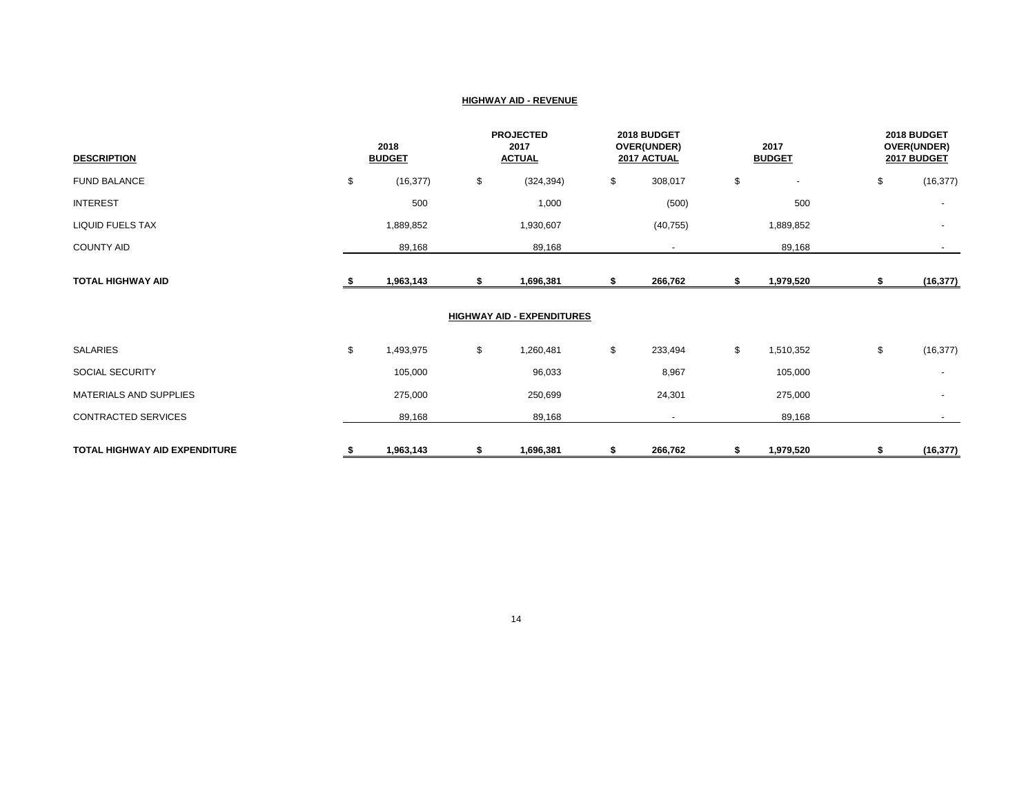## HIGHWAY AID - REVENUE

| DESCRIPTION | 2018 BUDGET | PROJECTED 2017 ACTUAL | 2018 BUDGET OVER(UNDER) 2017 ACTUAL | 2017 BUDGET | 2018 BUDGET OVER(UNDER) 2017 BUDGET |
|---|---|---|---|---|---|
| FUND BALANCE | $ (16,377) | $ (324,394) | $ 308,017 | $ - | $ (16,377) |
| INTEREST | 500 | 1,000 | (500) | 500 | - |
| LIQUID FUELS TAX | 1,889,852 | 1,930,607 | (40,755) | 1,889,852 | - |
| COUNTY AID | 89,168 | 89,168 | - | 89,168 | - |
| **TOTAL HIGHWAY AID** | **$ 1,963,143** | **$ 1,696,381** | **$ 266,762** | **$ 1,979,520** | **$ (16,377)** |

## HIGHWAY AID - EXPENDITURES

| DESCRIPTION | 2018 BUDGET | PROJECTED 2017 ACTUAL | 2018 BUDGET OVER(UNDER) 2017 ACTUAL | 2017 BUDGET | 2018 BUDGET OVER(UNDER) 2017 BUDGET |
|---|---|---|---|---|---|
| SALARIES | $ 1,493,975 | $ 1,260,481 | $ 233,494 | $ 1,510,352 | $ (16,377) |
| SOCIAL SECURITY | 105,000 | 96,033 | 8,967 | 105,000 | - |
| MATERIALS AND SUPPLIES | 275,000 | 250,699 | 24,301 | 275,000 | - |
| CONTRACTED SERVICES | 89,168 | 89,168 | - | 89,168 | - |
| **TOTAL HIGHWAY AID EXPENDITURE** | **$ 1,963,143** | **$ 1,696,381** | **$ 266,762** | **$ 1,979,520** | **$ (16,377)** |